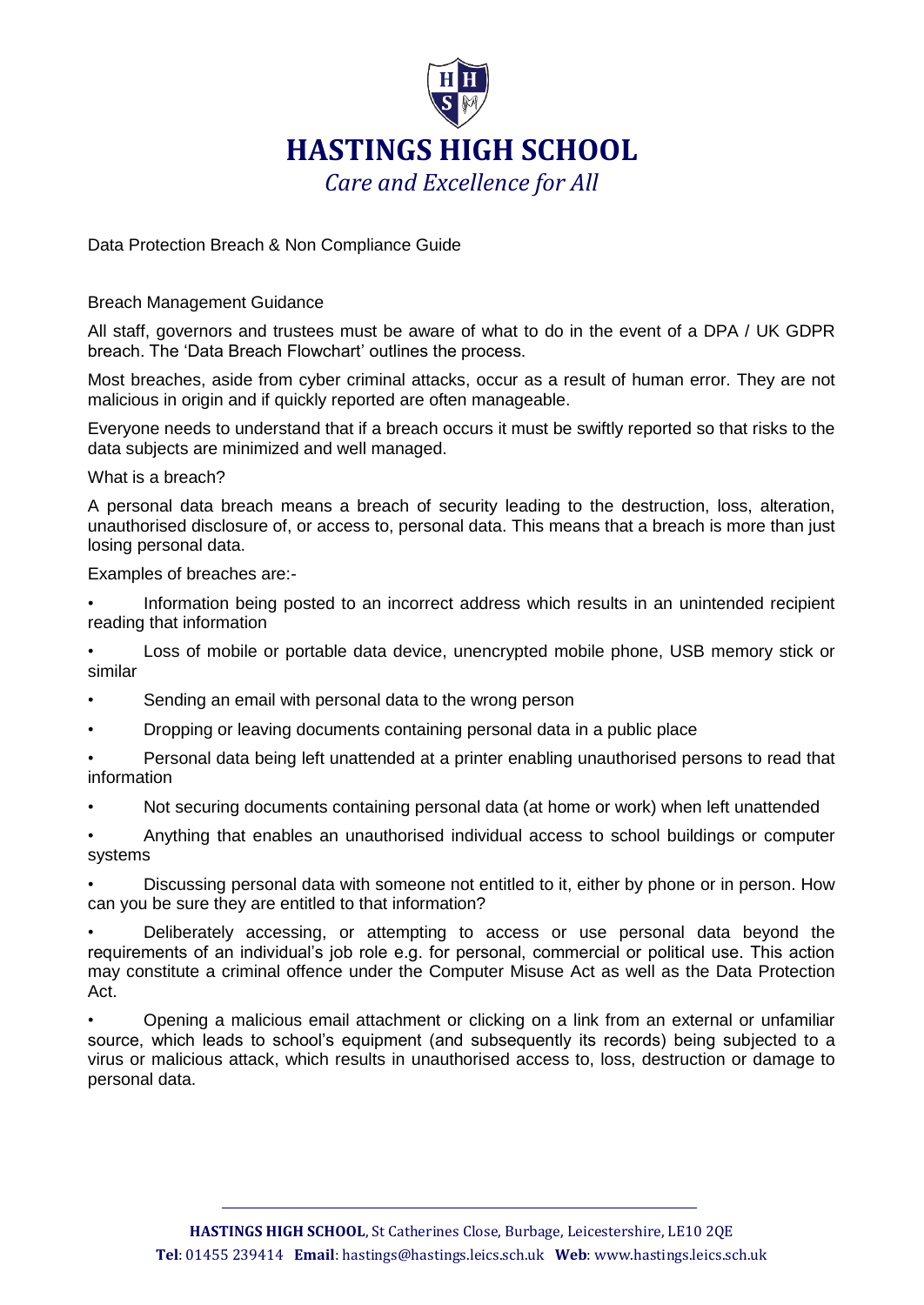# HASTINGS HIGH SCHOOL

*Care and Excellence for All*

Data Protection Breach & Non Compliance Guide

## Breach Management Guidance

All staff, governors and trustees must be aware of what to do in the event of a DPA / UK GDPR breach. The 'Data Breach Flowchart' outlines the process.

Most breaches, aside from cyber criminal attacks, occur as a result of human error. They are not malicious in origin and if quickly reported are often manageable.

Everyone needs to understand that if a breach occurs it must be swiftly reported so that risks to the data subjects are minimized and well managed.

### What is a breach?

A personal data breach means a breach of security leading to the destruction, loss, alteration, unauthorised disclosure of, or access to, personal data. This means that a breach is more than just losing personal data.

Examples of breaches are:-

- Information being posted to an incorrect address which results in an unintended recipient reading that information
- Loss of mobile or portable data device, unencrypted mobile phone, USB memory stick or similar
- Sending an email with personal data to the wrong person
- Dropping or leaving documents containing personal data in a public place
- Personal data being left unattended at a printer enabling unauthorised persons to read that information
- Not securing documents containing personal data (at home or work) when left unattended
- Anything that enables an unauthorised individual access to school buildings or computer systems
- Discussing personal data with someone not entitled to it, either by phone or in person. How can you be sure they are entitled to that information?
- Deliberately accessing, or attempting to access or use personal data beyond the requirements of an individual's job role e.g. for personal, commercial or political use. This action may constitute a criminal offence under the Computer Misuse Act as well as the Data Protection Act.
- Opening a malicious email attachment or clicking on a link from an external or unfamiliar source, which leads to school's equipment (and subsequently its records) being subjected to a virus or malicious attack, which results in unauthorised access to, loss, destruction or damage to personal data.

**HASTINGS HIGH SCHOOL**, St Catherines Close, Burbage, Leicestershire, LE10 2QE
**Tel**: 01455 239414 **Email**: hastings@hastings.leics.sch.uk **Web**: www.hastings.leics.sch.uk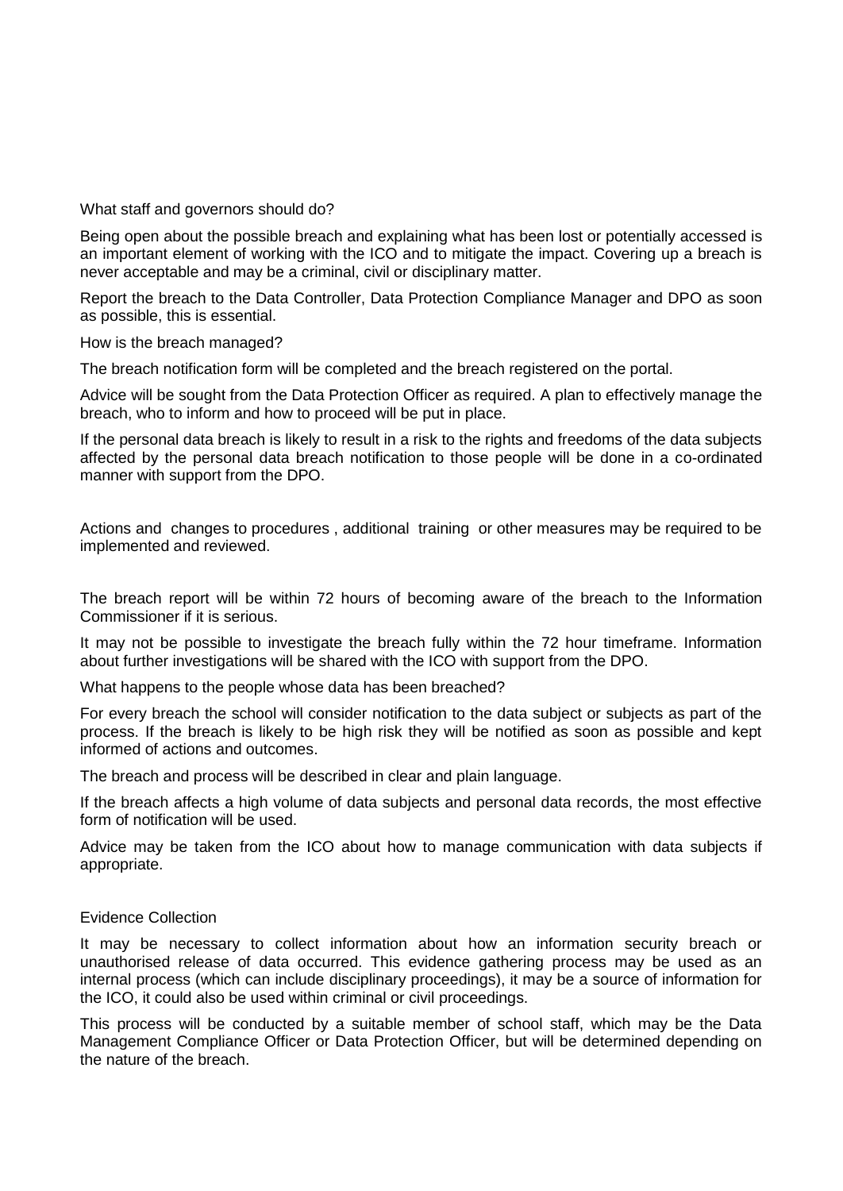What staff and governors should do?

Being open about the possible breach and explaining what has been lost or potentially accessed is an important element of working with the ICO and to mitigate the impact. Covering up a breach is never acceptable and may be a criminal, civil or disciplinary matter.

Report the breach to the Data Controller, Data Protection Compliance Manager and DPO as soon as possible, this is essential.

How is the breach managed?

The breach notification form will be completed and the breach registered on the portal.

Advice will be sought from the Data Protection Officer as required. A plan to effectively manage the breach, who to inform and how to proceed will be put in place.

If the personal data breach is likely to result in a risk to the rights and freedoms of the data subjects affected by the personal data breach notification to those people will be done in a co-ordinated manner with support from the DPO.

Actions and changes to procedures , additional training or other measures may be required to be implemented and reviewed.

The breach report will be within 72 hours of becoming aware of the breach to the Information Commissioner if it is serious.

It may not be possible to investigate the breach fully within the 72 hour timeframe. Information about further investigations will be shared with the ICO with support from the DPO.

What happens to the people whose data has been breached?

For every breach the school will consider notification to the data subject or subjects as part of the process. If the breach is likely to be high risk they will be notified as soon as possible and kept informed of actions and outcomes.

The breach and process will be described in clear and plain language.

If the breach affects a high volume of data subjects and personal data records, the most effective form of notification will be used.

Advice may be taken from the ICO about how to manage communication with data subjects if appropriate.

Evidence Collection

It may be necessary to collect information about how an information security breach or unauthorised release of data occurred. This evidence gathering process may be used as an internal process (which can include disciplinary proceedings), it may be a source of information for the ICO, it could also be used within criminal or civil proceedings.

This process will be conducted by a suitable member of school staff, which may be the Data Management Compliance Officer or Data Protection Officer, but will be determined depending on the nature of the breach.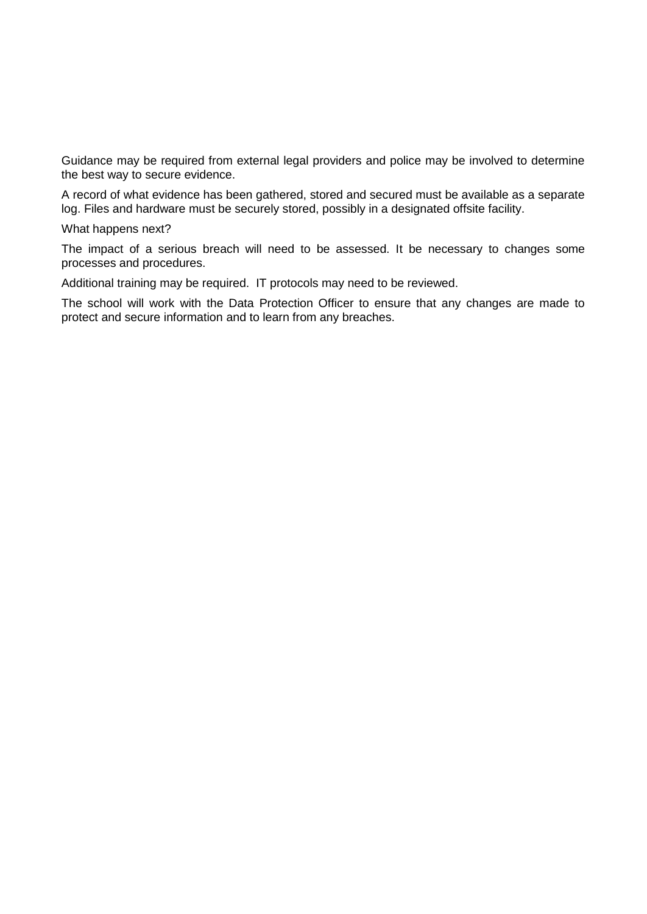Guidance may be required from external legal providers and police may be involved to determine the best way to secure evidence.

A record of what evidence has been gathered, stored and secured must be available as a separate log. Files and hardware must be securely stored, possibly in a designated offsite facility.

What happens next?

The impact of a serious breach will need to be assessed. It be necessary to changes some processes and procedures.

Additional training may be required. IT protocols may need to be reviewed.

The school will work with the Data Protection Officer to ensure that any changes are made to protect and secure information and to learn from any breaches.